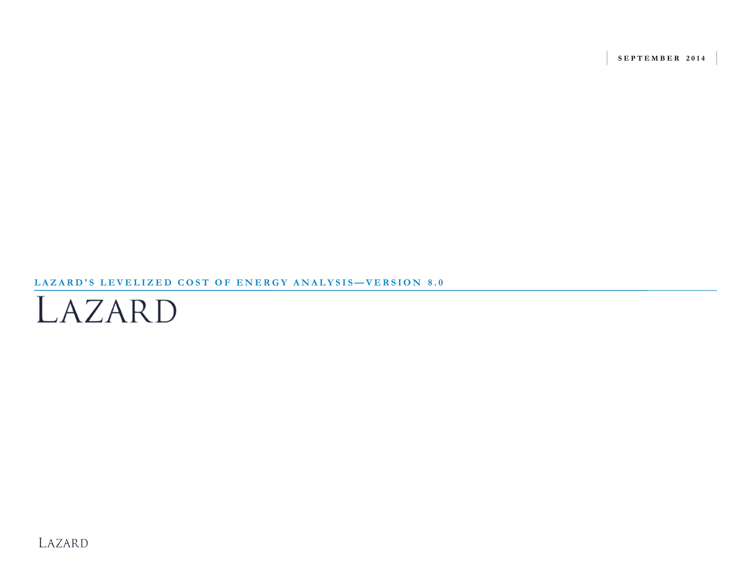SEPTEMBER 2014

# LAZARD'S LEVELIZED COST OF ENERGY ANALYSIS—VERSION 8.0

LAZARD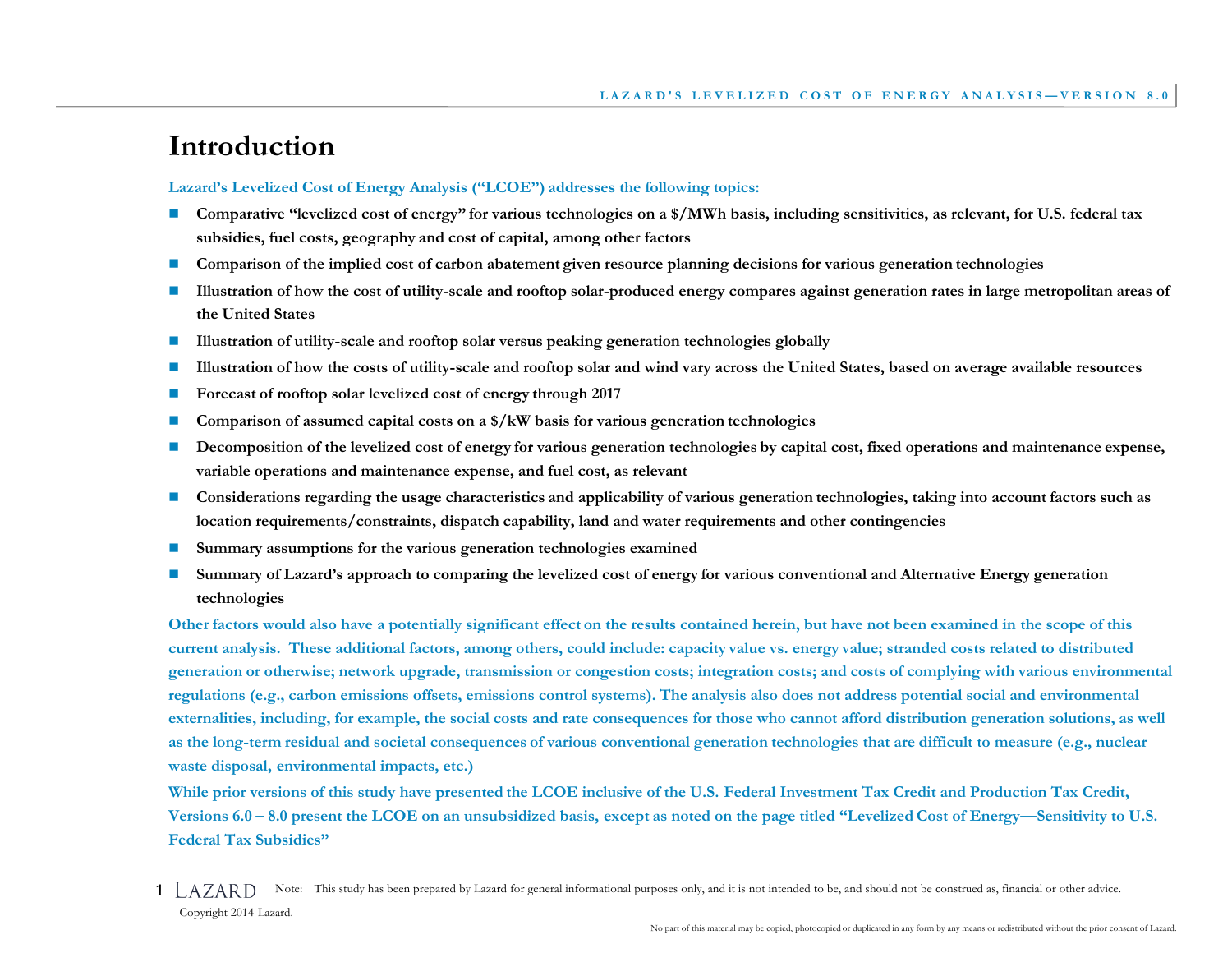# Introduction

**Lazard's Levelized Cost of Energy Analysis ("LCOE") addresses the following topics:**

- **Comparative "levelized cost of energy" for various technologies on a $/MWh basis, including sensitivities, as relevant, for U.S. federal tax subsidies, fuel costs, geography and cost of capital, among other factors**
- **Comparison of the implied cost of carbon abatement given resource planning decisions for various generation technologies**
- **Illustration of how the cost of utility-scale and rooftop solar-produced energy compares against generation rates in large metropolitan areas of the United States**
- **Illustration of utility-scale and rooftop solar versus peaking generation technologies globally**
- **Illustration of how the costs of utility-scale and rooftop solar and wind vary across the United States, based on average available resources**
- **Forecast of rooftop solar levelized cost of energy through 2017**
- **Comparison of assumed capital costs on a $/kW basis for various generation technologies**
- **Decomposition of the levelized cost of energy for various generation technologies by capital cost, fixed operations and maintenance expense, variable operations and maintenance expense, and fuel cost, as relevant**
- **Considerations regarding the usage characteristics and applicability of various generation technologies, taking into account factors such as location requirements/constraints, dispatch capability, land and water requirements and other contingencies**
- **Summary assumptions for the various generation technologies examined**
- **Summary of Lazard's approach to comparing the levelized cost of energy for various conventional and Alternative Energy generation technologies**

**Other factors would also have a potentially significant effect on the results contained herein, but have not been examined in the scope of this current analysis. These additional factors, among others, could include: capacity value vs. energy value; stranded costs related to distributed generation or otherwise; network upgrade, transmission or congestion costs; integration costs; and costs of complying with various environmental regulations (e.g., carbon emissions offsets, emissions control systems). The analysis also does not address potential social and environmental externalities, including, for example, the social costs and rate consequences for those who cannot afford distribution generation solutions, as well as the long-term residual and societal consequences of various conventional generation technologies that are difficult to measure (e.g., nuclear waste disposal, environmental impacts, etc.)**

**While prior versions of this study have presented the LCOE inclusive of the U.S. Federal Investment Tax Credit and Production Tax Credit, Versions 6.0 – 8.0 present the LCOE on an unsubsidized basis, except as noted on the page titled "Levelized Cost of Energy—Sensitivity to U.S. Federal Tax Subsidies"**

Note: This study has been prepared by Lazard for general informational purposes only, and it is not intended to be, and should not be construed as, financial or other advice.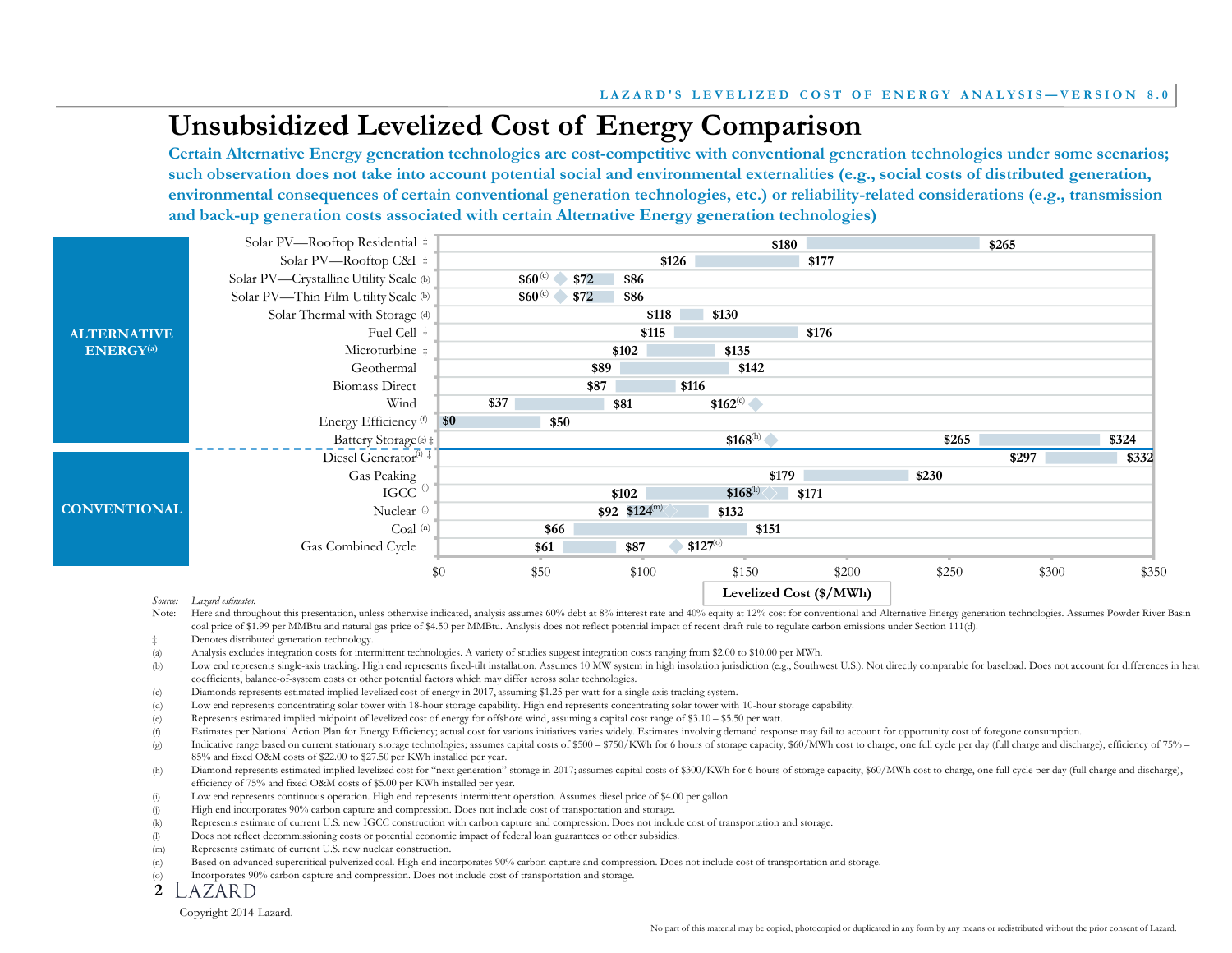# Unsubsidized Levelized Cost of Energy Comparison

**Certain Alternative Energy generation technologies are cost-competitive with conventional generation technologies under some scenarios; such observation does not take into account potential social and environmental externalities (e.g., social costs of distributed generation, environmental consequences of certain conventional generation technologies, etc.) or reliability-related considerations (e.g., transmission and back-up generation costs associated with certain Alternative Energy generation technologies)**

ALTERNATIVE ENERGY(a)

Solar PV—Rooftop Residential ‡ $180 $265

Solar PV—Rooftop C&I ‡ $126 $177

Solar PV—Crystalline Utility Scale (b) $60(c) $72 $86

Solar PV—Thin Film Utility Scale (b) $60(c) $72 $86

Solar Thermal with Storage (d) $118 $130

Fuel Cell ‡ $115 $176

Microturbine ‡ $102 $135

Geothermal $89 $142

Biomass Direct $87 $116

Wind $37 $81 $162(e)

Energy Efficiency (f) $0 $50

Battery Storage(g) ‡ $168(h) $265 $324

CONVENTIONAL

Diesel Generator(i) ‡ $297 $332

Gas Peaking $179 $230

IGCC (j) $102 $168(k) $171

Nuclear (l) $92 $124(m) $132

Coal (n) $66 $151

Gas Combined Cycle $61 $87 $127(o)

$0 $50 $100 $150 $200 $250 $300 $350

Levelized Cost ($/MWh)

*Source:* *Lazard estimates.*

Note: Here and throughout this presentation, unless otherwise indicated, analysis assumes 60% debt at 8% interest rate and 40% equity at 12% cost for conventional and Alternative Energy generation technologies. Assumes Powder River Basin coal price of $1.99 per MMBtu and natural gas price of $4.50 per MMBtu. Analysis does not reflect potential impact of recent draft rule to regulate carbon emissions under Section 111(d).

‡ Denotes distributed generation technology.

(a) Analysis excludes integration costs for intermittent technologies. A variety of studies suggest integration costs ranging from $2.00 to $10.00 per MWh.

(b) Low end represents single-axis tracking. High end represents fixed-tilt installation. Assumes 10 MW system in high insolation jurisdiction (e.g., Southwest U.S.). Not directly comparable for baseload. Does not account for differences in heat coefficients, balance-of-system costs or other potential factors which may differ across solar technologies.

(c) Diamonds represents estimated implied levelized cost of energy in 2017, assuming $1.25 per watt for a single-axis tracking system.

(d) Low end represents concentrating solar tower with 18-hour storage capability. High end represents concentrating solar tower with 10-hour storage capability.

(e) Represents estimated implied midpoint of levelized cost of energy for offshore wind, assuming a capital cost range of $3.10 – $5.50 per watt.

(f) Estimates per National Action Plan for Energy Efficiency; actual cost for various initiatives varies widely. Estimates involving demand response may fail to account for opportunity cost of foregone consumption.

(g) Indicative range based on current stationary storage technologies; assumes capital costs of $500 – $750/KWh for 6 hours of storage capacity, $60/MWh cost to charge, one full cycle per day (full charge and discharge), efficiency of 75% – 85% and fixed O&M costs of $22.00 to $27.50 per KWh installed per year.

(h) Diamond represents estimated implied levelized cost for "next generation" storage in 2017; assumes capital costs of $300/KWh for 6 hours of storage capacity, $60/MWh cost to charge, one full cycle per day (full charge and discharge), efficiency of 75% and fixed O&M costs of $5.00 per KWh installed per year.

(i) Low end represents continuous operation. High end represents intermittent operation. Assumes diesel price of $4.00 per gallon.

(j) High end incorporates 90% carbon capture and compression. Does not include cost of transportation and storage.

(k) Represents estimate of current U.S. new IGCC construction with carbon capture and compression. Does not include cost of transportation and storage.

(l) Does not reflect decommissioning costs or potential economic impact of federal loan guarantees or other subsidies.

(m) Represents estimate of current U.S. new nuclear construction.

(n) Based on advanced supercritical pulverized coal. High end incorporates 90% carbon capture and compression. Does not include cost of transportation and storage.

(o) Incorporates 90% carbon capture and compression. Does not include cost of transportation and storage.

Copyright 2014 Lazard.

No part of this material may be copied, photocopied or duplicated in any form by any means or redistributed without the prior consent of Lazard.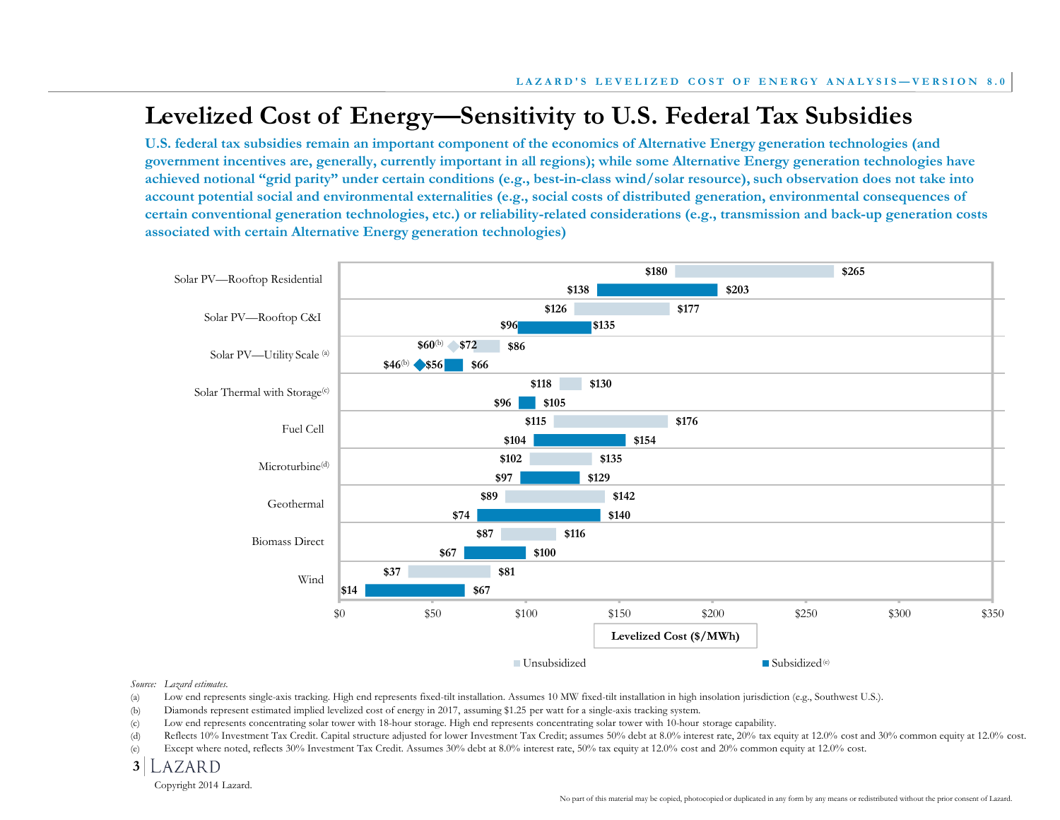# Levelized Cost of Energy—Sensitivity to U.S. Federal Tax Subsidies

**U.S. federal tax subsidies remain an important component of the economics of Alternative Energy generation technologies (and government incentives are, generally, currently important in all regions); while some Alternative Energy generation technologies have achieved notional "grid parity" under certain conditions (e.g., best-in-class wind/solar resource), such observation does not take into account potential social and environmental externalities (e.g., social costs of distributed generation, environmental consequences of certain conventional generation technologies, etc.) or reliability-related considerations (e.g., transmission and back-up generation costs associated with certain Alternative Energy generation technologies)**

Solar PV—Rooftop Residential
$180 $265
$138 $203

Solar PV—Rooftop C&I
$126 $177
$96 $135

Solar PV—Utility Scale [a]
$60[b] $72 $86
$46[b] $56 $66

Solar Thermal with Storage[c]
$118 $130
$96 $105

Fuel Cell
$115 $176
$104 $154

Microturbine[d]
$102 $135
$97 $129

Geothermal
$89 $142
$74 $140

Biomass Direct
$87 $116
$67 $100

Wind
$37 $81
$14 $67

$0 $50 $100 $150 $200 $250 $300 $350

Levelized Cost ($/MWh)

Unsubsidized
Subsidized[e]

*Source: Lazard estimates.*

(a) Low end represents single-axis tracking. High end represents fixed-tilt installation. Assumes 10 MW fixed-tilt installation in high insolation jurisdiction (e.g., Southwest U.S.).

(b) Diamonds represent estimated implied levelized cost of energy in 2017, assuming $1.25 per watt for a single-axis tracking system.

(c) Low end represents concentrating solar tower with 18-hour storage. High end represents concentrating solar tower with 10-hour storage capability.

(d) Reflects 10% Investment Tax Credit. Capital structure adjusted for lower Investment Tax Credit; assumes 50% debt at 8.0% interest rate, 20% tax equity at 12.0% cost and 30% common equity at 12.0% cost.

(e) Except where noted, reflects 30% Investment Tax Credit. Assumes 30% debt at 8.0% interest rate, 50% tax equity at 12.0% cost and 20% common equity at 12.0% cost.

Copyright 2014 Lazard.

No part of this material may be copied, photocopied or duplicated in any form by any means or redistributed without the prior consent of Lazard.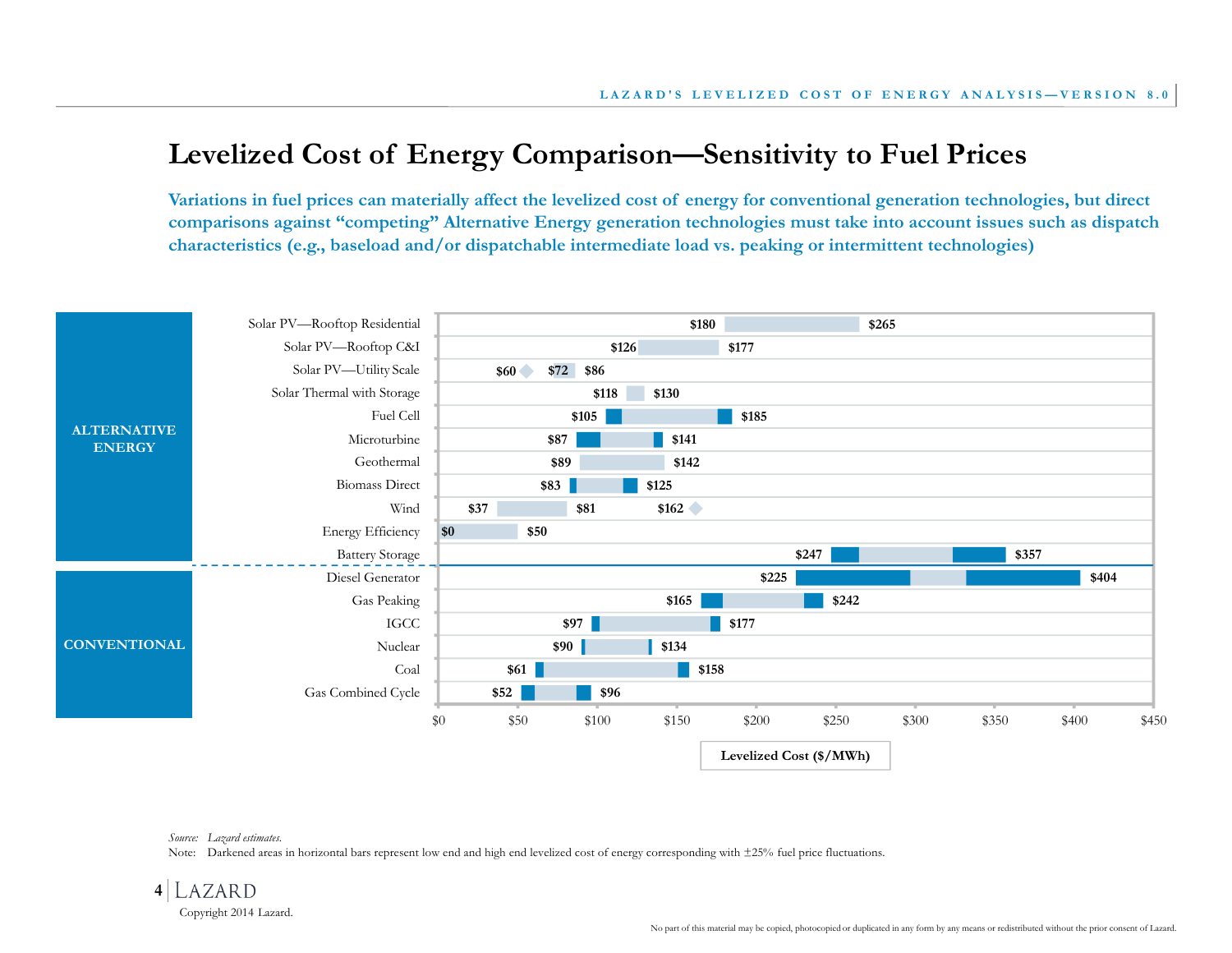# Levelized Cost of Energy Comparison—Sensitivity to Fuel Prices

**Variations in fuel prices can materially affect the levelized cost of energy for conventional generation technologies, but direct comparisons against "competing" Alternative Energy generation technologies must take into account issues such as dispatch characteristics (e.g., baseload and/or dispatchable intermediate load vs. peaking or intermittent technologies)**

ALTERNATIVE ENERGY

Solar PV—Rooftop Residential $180 $265

Solar PV—Rooftop C&I $126 $177

Solar PV—Utility Scale $60 $72 $86

Solar Thermal with Storage $118 $130

Fuel Cell $105 $185

Microturbine $87 $141

Geothermal $89 $142

Biomass Direct $83 $125

Wind $37 $81 $162

Energy Efficiency $0 $50

Battery Storage $247 $357

CONVENTIONAL

Diesel Generator $225 $404

Gas Peaking $165 $242

IGCC $97 $177

Nuclear $90 $134

Coal $61 $158

Gas Combined Cycle $52 $96

$0 $50 $100 $150 $200 $250 $300 $350 $400 $450

Levelized Cost ($/MWh)

*Source: Lazard estimates.*

Note: Darkened areas in horizontal bars represent low end and high end levelized cost of energy corresponding with ±25% fuel price fluctuations.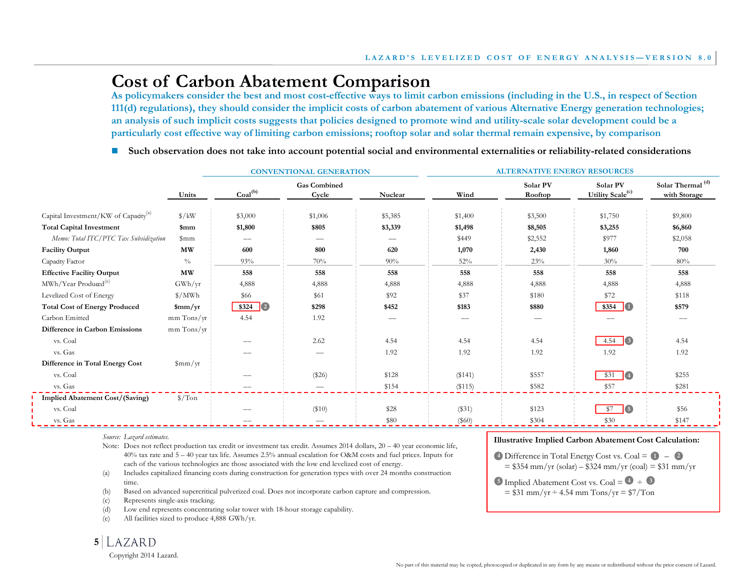# Cost of Carbon Abatement Comparison

**As policymakers consider the best and most cost-effective ways to limit carbon emissions (including in the U.S., in respect of Section 111(d) regulations), they should consider the implicit costs of carbon abatement of various Alternative Energy generation technologies; an analysis of such implicit costs suggests that policies designed to promote wind and utility-scale solar development could be a particularly cost effective way of limiting carbon emissions; rooftop solar and solar thermal remain expensive, by comparison**

- **Such observation does not take into account potential social and environmental externalities or reliability-related considerations**

| | Units | CONVENTIONAL GENERATION | | | ALTERNATIVE ENERGY RESOURCES | | | |
|---|---|---|---|---|---|---|---|---|
| | | Coal[(b)] | Gas Combined Cycle | Nuclear | Wind | Solar PV Rooftop | Solar PV Utility Scale[(c)] | Solar Thermal[(d)] with Storage |
| Capital Investment/KW of Capacity[(a)] | $/kW | $3,000 | $1,006 | $5,385 | $1,400 | $3,500 | $1,750 | $9,800 |
| **Total Capital Investment** | **$mm** | **$1,800** | **$805** | **$3,339** | **$1,498** | **$8,505** | **$3,255** | **$6,860** |
| *Memo: Total ITC/PTC Tax Subsidization* | $mm | — | — | — | $449 | $2,552 | $977 | $2,058 |
| **Facility Output** | **MW** | **600** | **800** | **620** | **1,070** | **2,430** | **1,860** | **700** |
| Capacity Factor | % | 93% | 70% | 90% | 52% | 23% | 30% | 80% |
| **Effective Facility Output** | **MW** | **558** | **558** | **558** | **558** | **558** | **558** | **558** |
| MWh/Year Produced[(e)] | GWh/yr | 4,888 | 4,888 | 4,888 | 4,888 | 4,888 | 4,888 | 4,888 |
| Levelized Cost of Energy | $/MWh | $66 | $61 | $92 | $37 | $180 | $72 | $118 |
| **Total Cost of Energy Produced** | **$mm/yr** | **$324** ② | **$298** | **$452** | **$183** | **$880** | **$354** ① | **$579** |
| Carbon Emitted | mm Tons/yr | 4.54 | 1.92 | — | — | — | — | — |
| **Difference in Carbon Emissions** | mm Tons/yr | | | | | | | |
| vs. Coal | | — | 2.62 | 4.54 | 4.54 | 4.54 | 4.54 ③ | 4.54 |
| vs. Gas | | — | — | 1.92 | 1.92 | 1.92 | 1.92 | 1.92 |
| **Difference in Total Energy Cost** | $mm/yr | | | | | | | |
| vs. Coal | | — | ($26) | $128 | ($141) | $557 | $31 ④ | $255 |
| vs. Gas | | — | — | $154 | ($115) | $582 | $57 | $281 |
| **Implied Abatement Cost/(Saving)** | $/Ton | | | | | | | |
| vs. Coal | | — | ($10) | $28 | ($31) | $123 | $7 ⑤ | $56 |
| vs. Gas | | — | — | $80 | ($60) | $304 | $30 | $147 |

*Source: Lazard estimates.*

Note: Does not reflect production tax credit or investment tax credit. Assumes 2014 dollars, 20 – 40 year economic life, 40% tax rate and 5 – 40 year tax life. Assumes 2.5% annual escalation for O&M costs and fuel prices. Inputs for each of the various technologies are those associated with the low end levelized cost of energy.

(a) Includes capitalized financing costs during construction for generation types with over 24 months construction time.

(b) Based on advanced supercritical pulverized coal. Does not incorporate carbon capture and compression.

(c) Represents single-axis tracking.

(d) Low end represents concentrating solar tower with 18-hour storage capability.

(e) All facilities sized to produce 4,888 GWh/yr.

**Illustrative Implied Carbon Abatement Cost Calculation:**

④ Difference in Total Energy Cost vs. Coal = ① – ②
= $354 mm/yr (solar) – $324 mm/yr (coal) = $31 mm/yr

⑤ Implied Abatement Cost vs. Coal = ④ ÷ ③
= $31 mm/yr ÷ 4.54 mm Tons/yr = $7/Ton

Copyright 2014 Lazard.

No part of this material may be copied, photocopied or duplicated in any form by any means or redistributed without the prior consent of Lazard.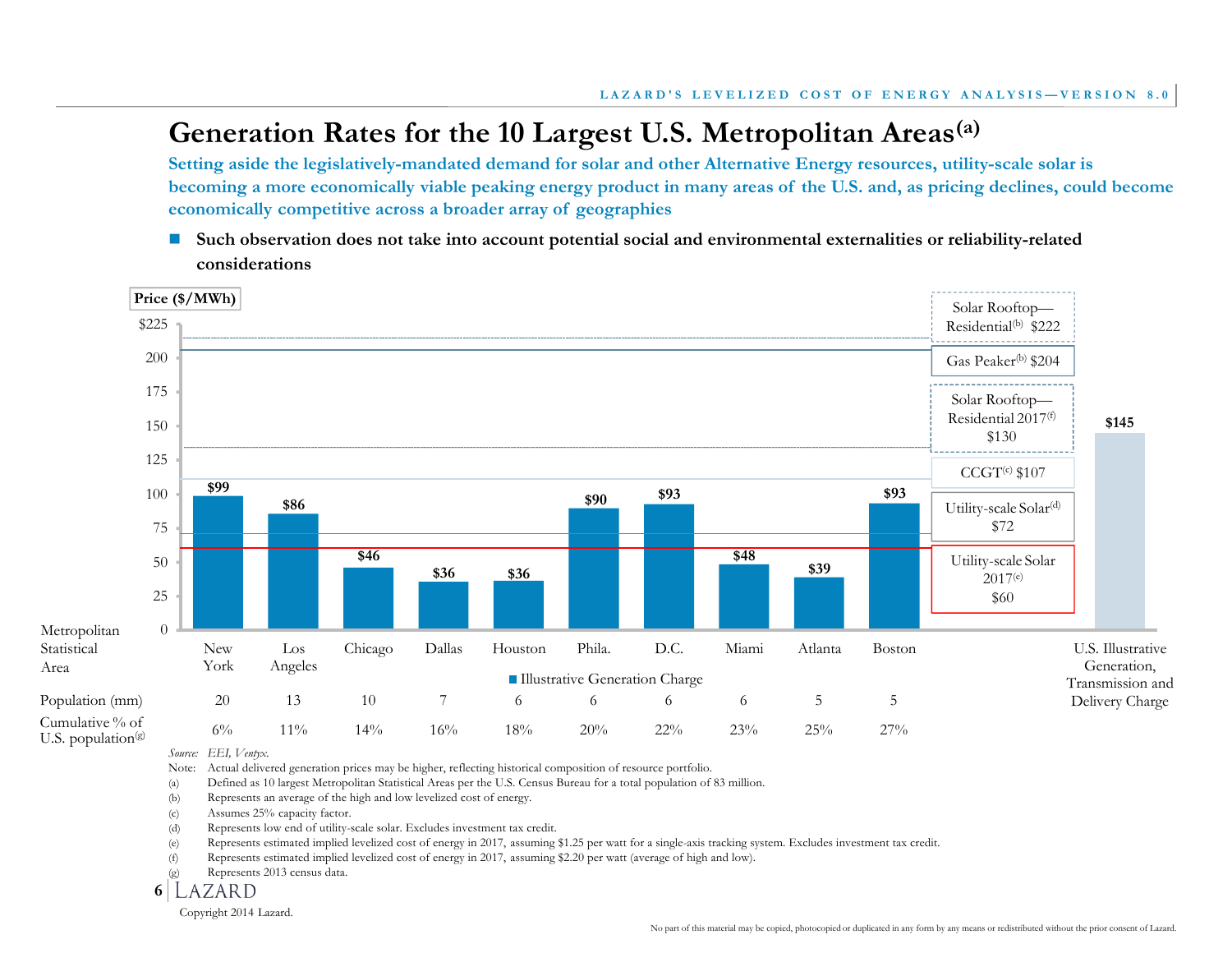# Generation Rates for the 10 Largest U.S. Metropolitan Areas[(a)]

**Setting aside the legislatively-mandated demand for solar and other Alternative Energy resources, utility-scale solar is becoming a more economically viable peaking energy product in many areas of the U.S. and, as pricing declines, could become economically competitive across a broader array of geographies**

- **Such observation does not take into account potential social and environmental externalities or reliability-related considerations**

Price ($/MWh)

$225
200
175
150
125
100
75
50
25
0

Solar Rooftop—Residential[(b)] $222
Gas Peaker[(b)] $204
Solar Rooftop—Residential 2017[(f)] $130
CCGT[(c)] $107
Utility-scale Solar[(d)] $72
Utility-scale Solar 2017[(e)] $60

$99
$86
$46
$36
$36
$90
$93
$48
$39
$93
$145

Metropolitan Statistical Area: New York, Los Angeles, Chicago, Dallas, Houston, Phila., D.C., Miami, Atlanta, Boston, U.S. Illustrative Generation, Transmission and Delivery Charge

Illustrative Generation Charge

Population (mm): 20, 13, 10, 7, 6, 6, 6, 6, 5, 5

Cumulative % of U.S. population[(g)]: 6%, 11%, 14%, 16%, 18%, 20%, 22%, 23%, 25%, 27%

*Source: EEI, Ventyx.*

Note: Actual delivered generation prices may be higher, reflecting historical composition of resource portfolio.

(a) Defined as 10 largest Metropolitan Statistical Areas per the U.S. Census Bureau for a total population of 83 million.

(b) Represents an average of the high and low levelized cost of energy.

(c) Assumes 25% capacity factor.

(d) Represents low end of utility-scale solar. Excludes investment tax credit.

(e) Represents estimated implied levelized cost of energy in 2017, assuming $1.25 per watt for a single-axis tracking system. Excludes investment tax credit.

(f) Represents estimated implied levelized cost of energy in 2017, assuming $2.20 per watt (average of high and low).

(g) Represents 2013 census data.

Copyright 2014 Lazard.

No part of this material may be copied, photocopied or duplicated in any form by any means or redistributed without the prior consent of Lazard.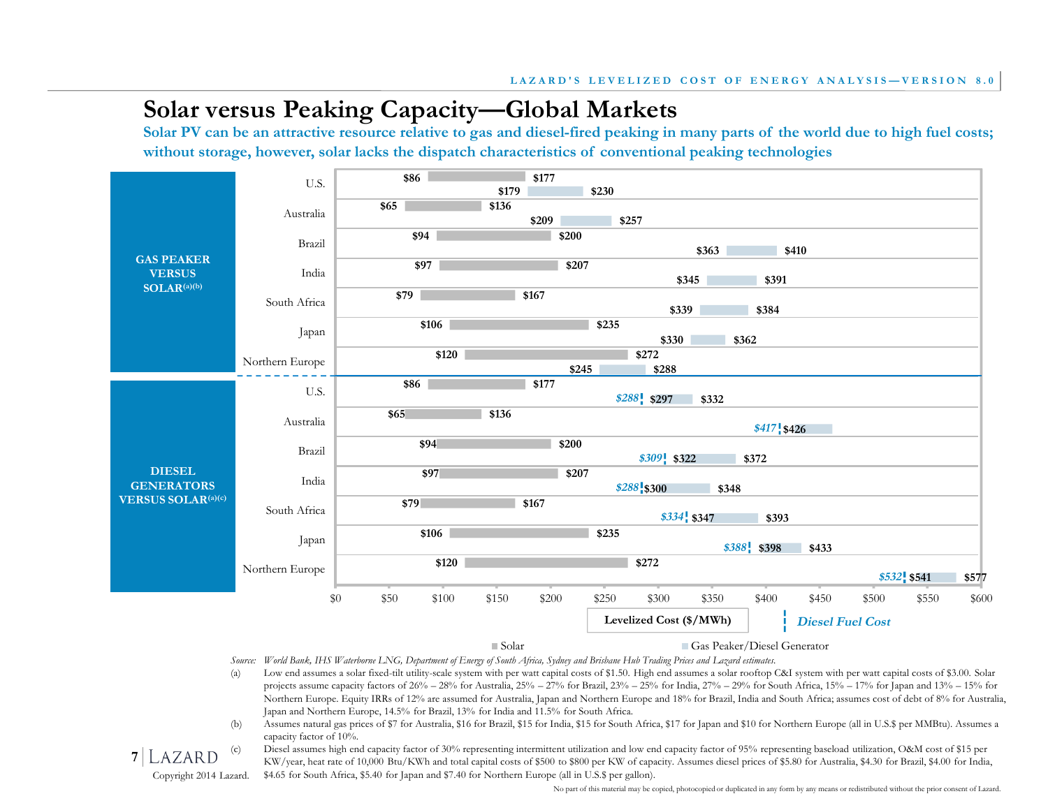# Solar versus Peaking Capacity—Global Markets

**Solar PV can be an attractive resource relative to gas and diesel-fired peaking in many parts of the world due to high fuel costs; without storage, however, solar lacks the dispatch characteristics of conventional peaking technologies**

**GAS PEAKER VERSUS SOLAR**[a][b]

| Region | Solar | Gas Peaker |
| --- | --- | --- |
| U.S. | $86 – $177 | $179 – $230 |
| Australia | $65 – $136 | $209 – $257 |
| Brazil | $94 – $200 | $363 – $410 |
| India | $97 – $207 | $345 – $391 |
| South Africa | $79 – $167 | $339 – $384 |
| Japan | $106 – $235 | $330 – $362 |
| Northern Europe | $120 – $272 | $245 – $288 |

**DIESEL GENERATORS VERSUS SOLAR**[a][c]

| Region | Solar | Diesel Generator | Diesel Fuel Cost |
| --- | --- | --- | --- |
| U.S. | $86 – $177 | $297 – $332 | $288 |
| Australia | $65 – $136 | $426 | $417 |
| Brazil | $94 – $200 | $322 – $372 | $309 |
| India | $97 – $207 | $300 – $348 | $288 |
| South Africa | $79 – $167 | $347 – $393 | $334 |
| Japan | $106 – $235 | $398 – $433 | $388 |
| Northern Europe | $120 – $272 | $541 – $577 | $532 |

Levelized Cost ($/MWh)

Diesel Fuel Cost

Solar    Gas Peaker/Diesel Generator

*Source: World Bank, IHS Waterborne LNG, Department of Energy of South Africa, Sydney and Brisbane Hub Trading Prices and Lazard estimates.*

(a) Low end assumes a solar fixed-tilt utility-scale system with per watt capital costs of $1.50. High end assumes a solar rooftop C&I system with per watt capital costs of $3.00. Solar projects assume capacity factors of 26% – 28% for Australia, 25% – 27% for Brazil, 23% – 25% for India, 27% – 29% for South Africa, 15% – 17% for Japan and 13% – 15% for Northern Europe. Equity IRRs of 12% are assumed for Australia, Japan and Northern Europe and 18% for Brazil, India and South Africa; assumes cost of debt of 8% for Australia, Japan and Northern Europe, 14.5% for Brazil, 13% for India and 11.5% for South Africa.

(b) Assumes natural gas prices of $7 for Australia, $16 for Brazil, $15 for India, $15 for South Africa, $17 for Japan and $10 for Northern Europe (all in U.S.$ per MMBtu). Assumes a capacity factor of 10%.

(c) Diesel assumes high end capacity factor of 30% representing intermittent utilization and low end capacity factor of 95% representing baseload utilization, O&M cost of $15 per KW/year, heat rate of 10,000 Btu/KWh and total capital costs of $500 to $800 per KW of capacity. Assumes diesel prices of $5.80 for Australia, $4.30 for Brazil, $4.00 for India, $4.65 for South Africa, $5.40 for Japan and $7.40 for Northern Europe (all in U.S.$ per gallon).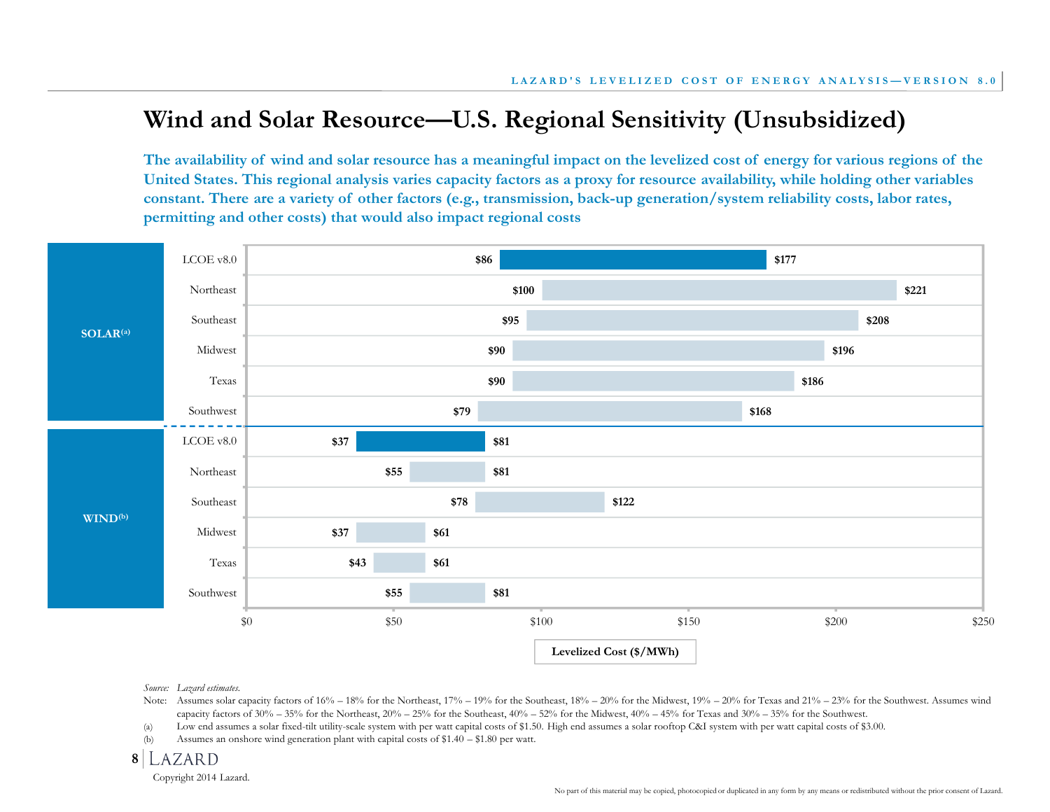# Wind and Solar Resource—U.S. Regional Sensitivity (Unsubsidized)

**The availability of wind and solar resource has a meaningful impact on the levelized cost of energy for various regions of the United States. This regional analysis varies capacity factors as a proxy for resource availability, while holding other variables constant. There are a variety of other factors (e.g., transmission, back-up generation/system reliability costs, labor rates, permitting and other costs) that would also impact regional costs**

SOLAR(a)

LCOE v8.0 $86 $177

Northeast $100 $221

Southeast $95 $208

Midwest $90 $196

Texas $90 $186

Southwest $79 $168

WIND(b)

LCOE v8.0 $37 $81

Northeast $55 $81

Southeast $78 $122

Midwest $37 $61

Texas $43 $61

Southwest $55 $81

$0 $50 $100 $150 $200 $250

Levelized Cost ($/MWh)

*Source: Lazard estimates.*

Note: Assumes solar capacity factors of 16% – 18% for the Northeast, 17% – 19% for the Southeast, 18% – 20% for the Midwest, 19% – 20% for Texas and 21% – 23% for the Southwest. Assumes wind capacity factors of 30% – 35% for the Northeast, 20% – 25% for the Southeast, 40% – 52% for the Midwest, 40% – 45% for Texas and 30% – 35% for the Southwest.

(a) Low end assumes a solar fixed-tilt utility-scale system with per watt capital costs of $1.50. High end assumes a solar rooftop C&I system with per watt capital costs of $3.00.

(b) Assumes an onshore wind generation plant with capital costs of $1.40 – $1.80 per watt.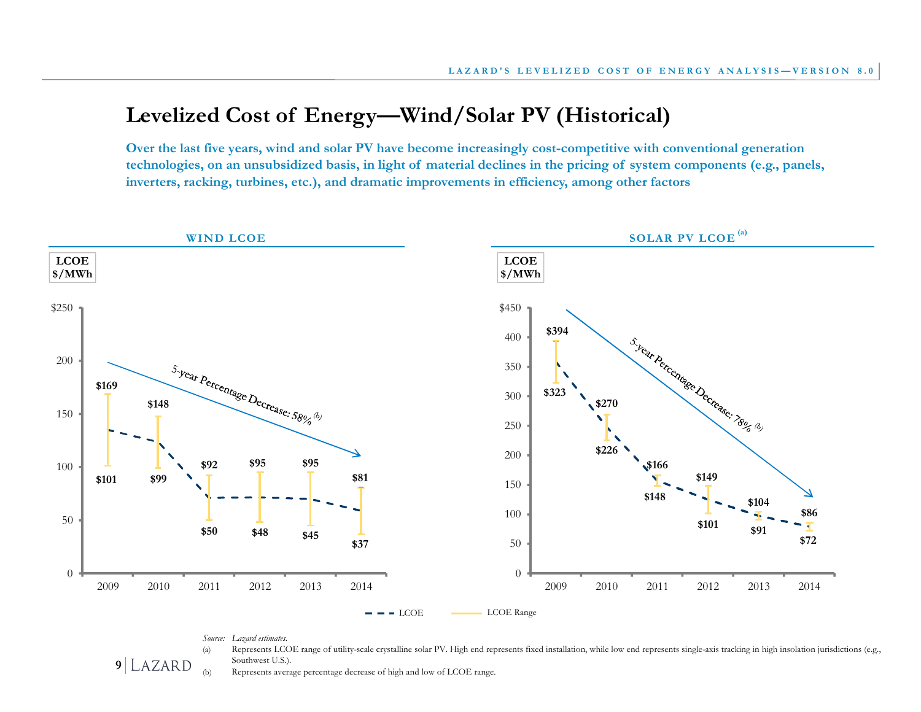# Levelized Cost of Energy—Wind/Solar PV (Historical)

**Over the last five years, wind and solar PV have become increasingly cost-competitive with conventional generation technologies, on an unsubsidized basis, in light of material declines in the pricing of system components (e.g., panels, inverters, racking, turbines, etc.), and dramatic improvements in efficiency, among other factors**

## WIND LCOE

LCOE $/MWh

$250
200
150
100
50
0

2009 2010 2011 2012 2013 2014

$169
$101
$148
$99
$92
$50
$95
$48
$95
$45
$81
$37

5-year Percentage Decrease: 58% [b]

## SOLAR PV LCOE [a]

LCOE $/MWh

$450
400
350
300
250
200
150
100
50
0

2009 2010 2011 2012 2013 2014

$394
$323
$270
$226
$166
$148
$149
$101
$104
$91
$86
$72

5-year Percentage Decrease: 78% [b]

LCOE
LCOE Range

*Source: Lazard estimates.*

(a) Represents LCOE range of utility-scale crystalline solar PV. High end represents fixed installation, while low end represents single-axis tracking in high insolation jurisdictions (e.g., Southwest U.S.).

(b) Represents average percentage decrease of high and low of LCOE range.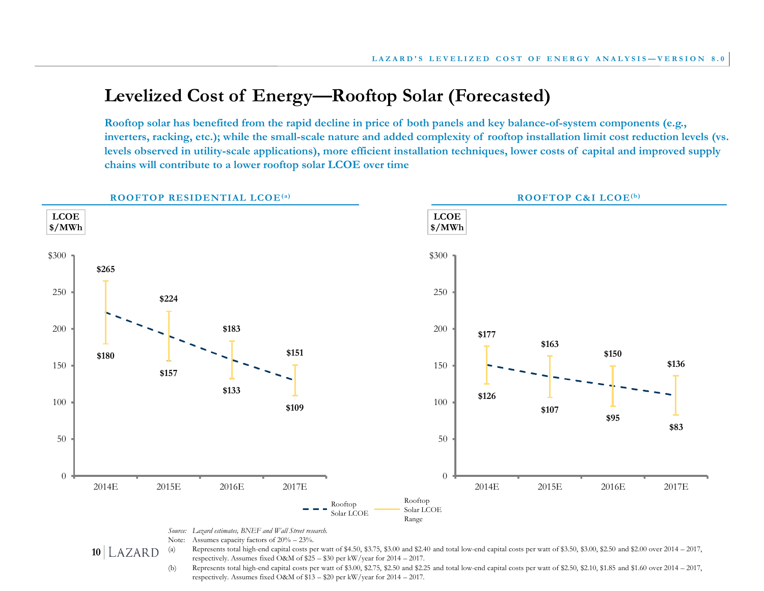# Levelized Cost of Energy—Rooftop Solar (Forecasted)

**Rooftop solar has benefited from the rapid decline in price of both panels and key balance-of-system components (e.g., inverters, racking, etc.); while the small-scale nature and added complexity of rooftop installation limit cost reduction levels (vs. levels observed in utility-scale applications), more efficient installation techniques, lower costs of capital and improved supply chains will contribute to a lower rooftop solar LCOE over time**

## ROOFTOP RESIDENTIAL LCOE[(a)]

LCOE
$/MWh

$300
250
200
150
100
50
0

2014E
2015E
2016E
2017E

$265
$180
$224
$157
$183
$133
$151
$109

## ROOFTOP C&I LCOE[(b)]

LCOE
$/MWh

$300
250
200
150
100
50
0

2014E
2015E
2016E
2017E

$177
$126
$163
$107
$150
$95
$136
$83

Rooftop Solar LCOE
Rooftop Solar LCOE Range

*Source: Lazard estimates, BNEF and Wall Street research.*

Note: Assumes capacity factors of 20% – 23%.

(a) Represents total high-end capital costs per watt of $4.50, $3.75, $3.00 and $2.40 and total low-end capital costs per watt of $3.50, $3.00, $2.50 and $2.00 over 2014 – 2017, respectively. Assumes fixed O&M of $25 – $30 per kW/year for 2014 – 2017.

(b) Represents total high-end capital costs per watt of $3.00, $2.75, $2.50 and $2.25 and total low-end capital costs per watt of $2.50, $2.10, $1.85 and $1.60 over 2014 – 2017, respectively. Assumes fixed O&M of $13 – $20 per kW/year for 2014 – 2017.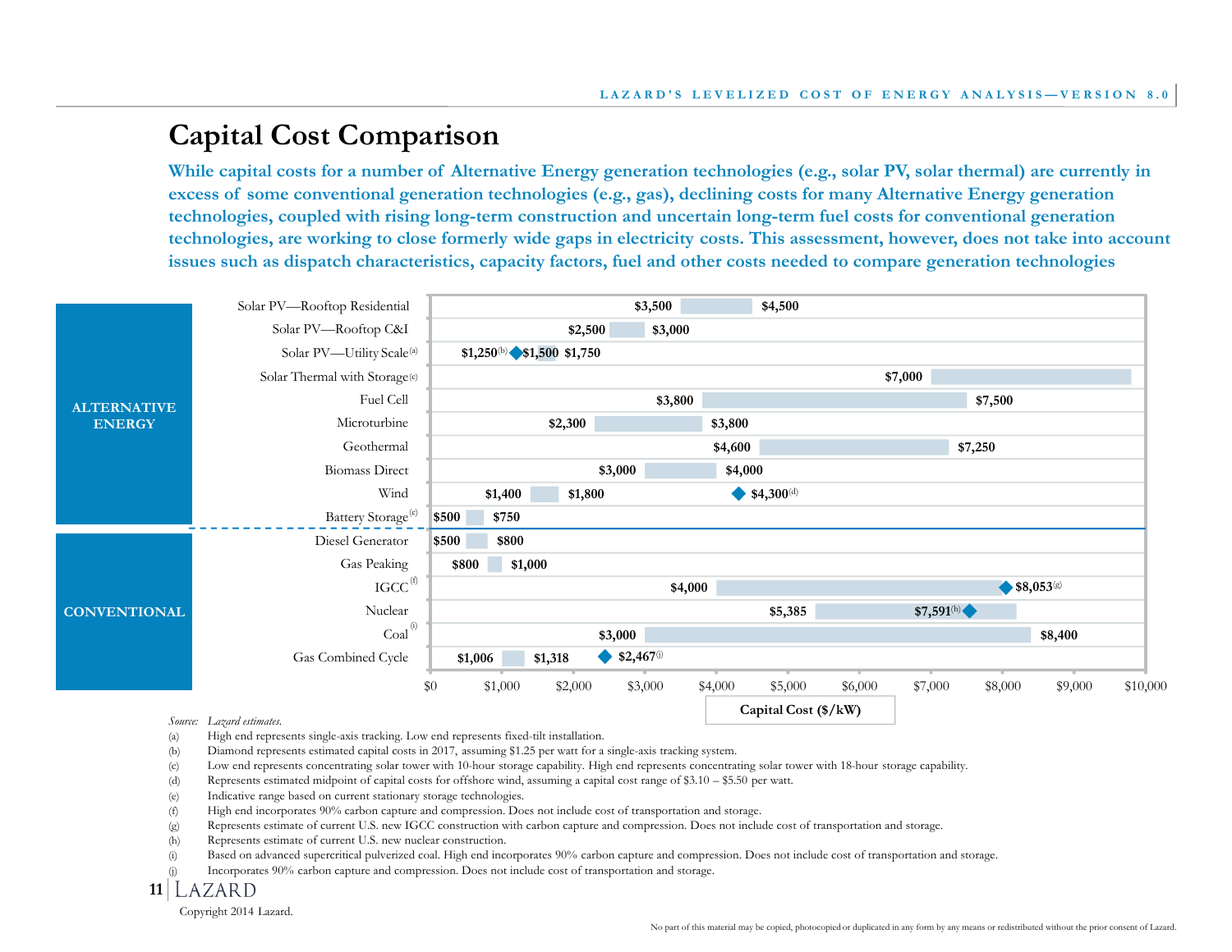# Capital Cost Comparison

**While capital costs for a number of Alternative Energy generation technologies (e.g., solar PV, solar thermal) are currently in excess of some conventional generation technologies (e.g., gas), declining costs for many Alternative Energy generation technologies, coupled with rising long-term construction and uncertain long-term fuel costs for conventional generation technologies, are working to close formerly wide gaps in electricity costs. This assessment, however, does not take into account issues such as dispatch characteristics, capacity factors, fuel and other costs needed to compare generation technologies**

ALTERNATIVE ENERGY

Solar PV—Rooftop Residential $3,500 $4,500

Solar PV—Rooftop C&I $2,500 $3,000

Solar PV—Utility Scale[a] $1,250[b] $1,500 $1,750

Solar Thermal with Storage[c] $7,000

Fuel Cell $3,800 $7,500

Microturbine $2,300 $3,800

Geothermal $4,600 $7,250

Biomass Direct $3,000 $4,000

Wind $1,400 $1,800 $4,300[d]

Battery Storage[e] $500 $750

CONVENTIONAL

Diesel Generator $500 $800

Gas Peaking $800 $1,000

IGCC[f] $4,000 $8,053[g]

Nuclear $5,385 $7,591[h]

Coal[i] $3,000 $8,400

Gas Combined Cycle $1,006 $1,318 $2,467[j]

$0 $1,000 $2,000 $3,000 $4,000 $5,000 $6,000 $7,000 $8,000 $9,000 $10,000

Capital Cost ($/kW)

*Source: Lazard estimates.*

(a) High end represents single-axis tracking. Low end represents fixed-tilt installation.
(b) Diamond represents estimated capital costs in 2017, assuming $1.25 per watt for a single-axis tracking system.
(c) Low end represents concentrating solar tower with 10-hour storage capability. High end represents concentrating solar tower with 18-hour storage capability.
(d) Represents estimated midpoint of capital costs for offshore wind, assuming a capital cost range of $3.10 – $5.50 per watt.
(e) Indicative range based on current stationary storage technologies.
(f) High end incorporates 90% carbon capture and compression. Does not include cost of transportation and storage.
(g) Represents estimate of current U.S. new IGCC construction with carbon capture and compression. Does not include cost of transportation and storage.
(h) Represents estimate of current U.S. new nuclear construction.
(i) Based on advanced supercritical pulverized coal. High end incorporates 90% carbon capture and compression. Does not include cost of transportation and storage.
(j) Incorporates 90% carbon capture and compression. Does not include cost of transportation and storage.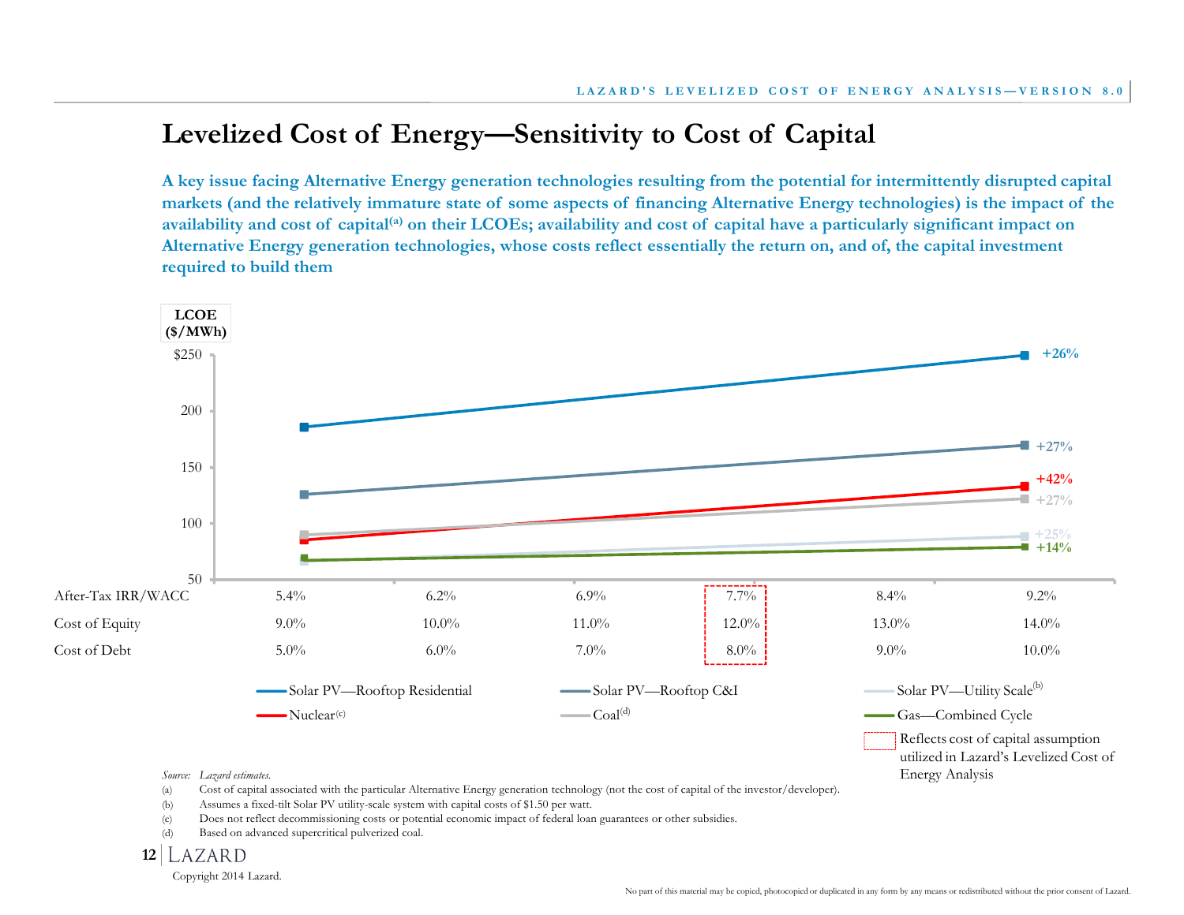# Levelized Cost of Energy—Sensitivity to Cost of Capital

**A key issue facing Alternative Energy generation technologies resulting from the potential for intermittently disrupted capital markets (and the relatively immature state of some aspects of financing Alternative Energy technologies) is the impact of the availability and cost of capital[(a)] on their LCOEs; availability and cost of capital have a particularly significant impact on Alternative Energy generation technologies, whose costs reflect essentially the return on, and of, the capital investment required to build them**

LCOE ($/MWh)

$250
200
150
100
50

+26%
+27%
+42%
+27%
+25%
+14%

After-Tax IRR/WACC 5.4% 6.2% 6.9% 7.7% 8.4% 9.2%

Cost of Equity 9.0% 10.0% 11.0% 12.0% 13.0% 14.0%

Cost of Debt 5.0% 6.0% 7.0% 8.0% 9.0% 10.0%

Solar PV—Rooftop Residential
Solar PV—Rooftop C&I
Solar PV—Utility Scale[(b)]
Nuclear[(c)]
Coal[(d)]
Gas—Combined Cycle

Reflects cost of capital assumption utilized in Lazard's Levelized Cost of Energy Analysis

*Source: Lazard estimates.*

(a) Cost of capital associated with the particular Alternative Energy generation technology (not the cost of capital of the investor/developer).

(b) Assumes a fixed-tilt Solar PV utility-scale system with capital costs of $1.50 per watt.

(c) Does not reflect decommissioning costs or potential economic impact of federal loan guarantees or other subsidies.

(d) Based on advanced supercritical pulverized coal.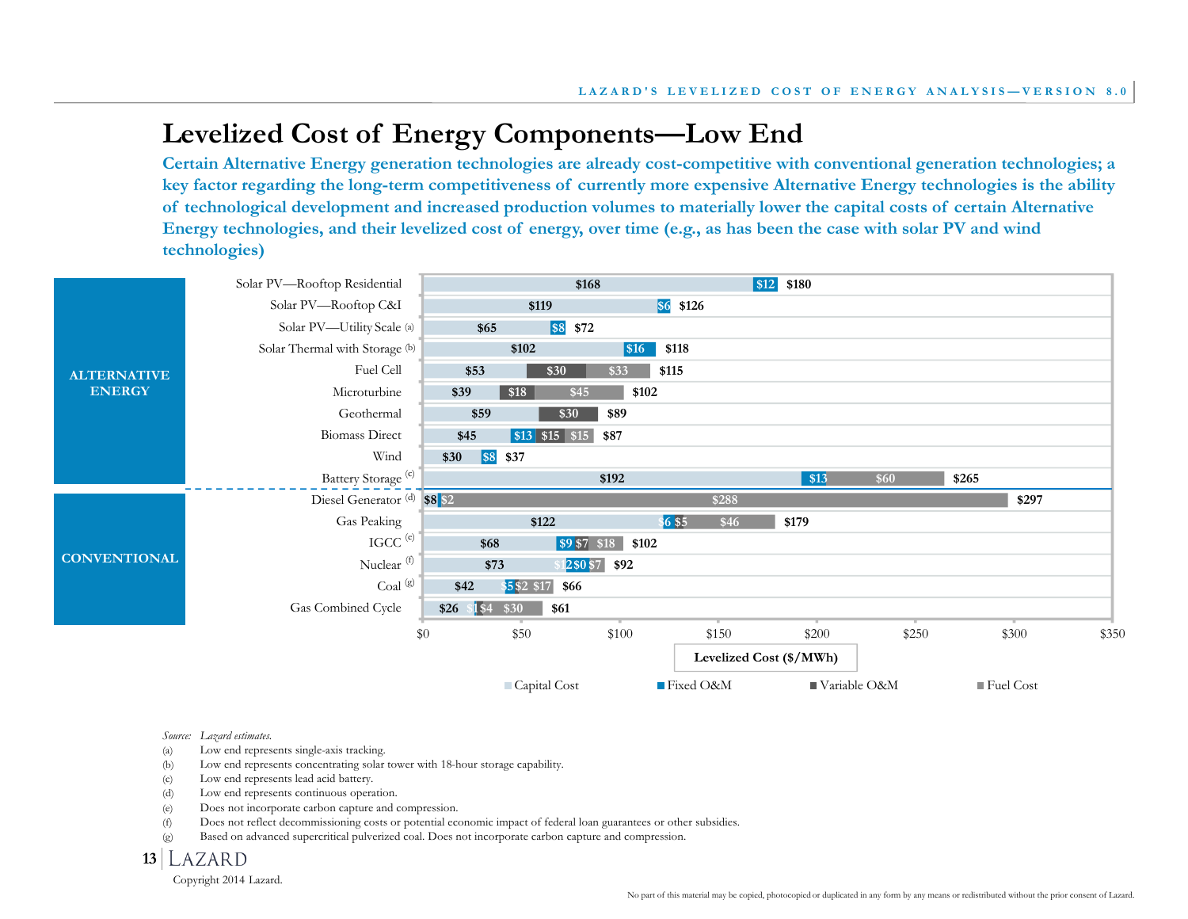# Levelized Cost of Energy Components—Low End

**Certain Alternative Energy generation technologies are already cost-competitive with conventional generation technologies; a key factor regarding the long-term competitiveness of currently more expensive Alternative Energy technologies is the ability of technological development and increased production volumes to materially lower the capital costs of certain Alternative Energy technologies, and their levelized cost of energy, over time (e.g., as has been the case with solar PV and wind technologies)**

ALTERNATIVE ENERGY

Solar PV—Rooftop Residential: $168, $12, $180
Solar PV—Rooftop C&I: $119, $6, $126
Solar PV—Utility Scale (a): $65, $8, $72
Solar Thermal with Storage (b): $102, $16, $118
Fuel Cell: $53, $30, $33, $115
Microturbine: $39, $18, $45, $102
Geothermal: $59, $30, $89
Biomass Direct: $45, $13, $15, $15, $87
Wind: $30, $8, $37
Battery Storage (c): $192, $13, $60, $265

CONVENTIONAL

Diesel Generator (d): $8, $2, $288, $297
Gas Peaking: $122, $6, $5, $46, $179
IGCC (e): $68, $9, $7, $18, $102
Nuclear (f): $73, $12, $0, $7, $92
Coal (g): $42, $5, $2, $17, $66
Gas Combined Cycle: $26, $1, $4, $30, $61

$0 $50 $100 $150 $200 $250 $300 $350

Levelized Cost ($/MWh)

Capital Cost | Fixed O&M | Variable O&M | Fuel Cost

*Source: Lazard estimates.*

(a) Low end represents single-axis tracking.
(b) Low end represents concentrating solar tower with 18-hour storage capability.
(c) Low end represents lead acid battery.
(d) Low end represents continuous operation.
(e) Does not incorporate carbon capture and compression.
(f) Does not reflect decommissioning costs or potential economic impact of federal loan guarantees or other subsidies.
(g) Based on advanced supercritical pulverized coal. Does not incorporate carbon capture and compression.

Copyright 2014 Lazard.

No part of this material may be copied, photocopied or duplicated in any form by any means or redistributed without the prior consent of Lazard.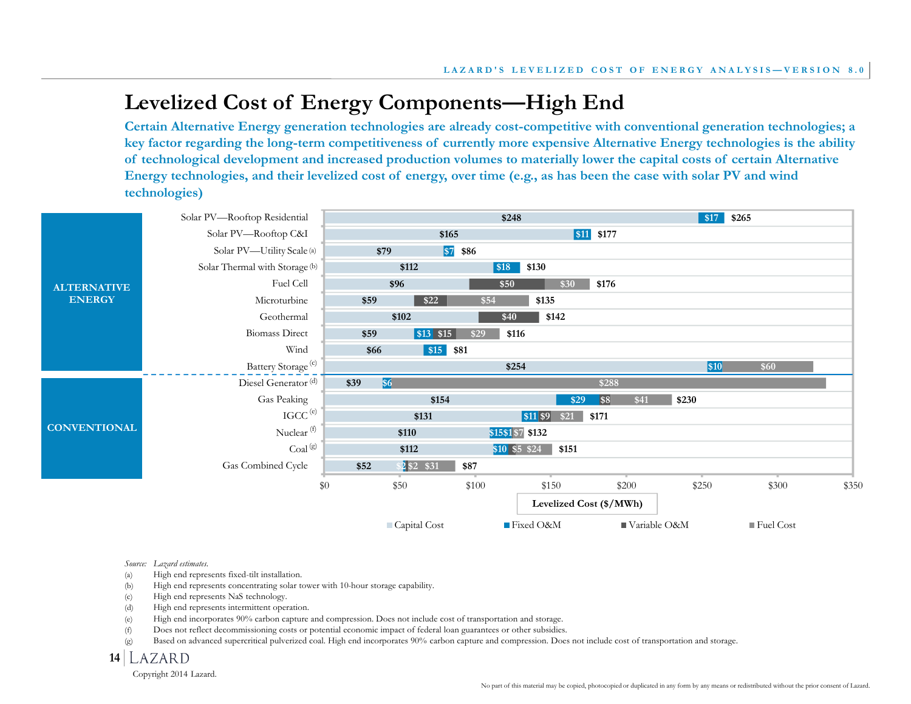# Levelized Cost of Energy Components—High End

**Certain Alternative Energy generation technologies are already cost-competitive with conventional generation technologies; a key factor regarding the long-term competitiveness of currently more expensive Alternative Energy technologies is the ability of technological development and increased production volumes to materially lower the capital costs of certain Alternative Energy technologies, and their levelized cost of energy, over time (e.g., as has been the case with solar PV and wind technologies)**

ALTERNATIVE ENERGY

Solar PV—Rooftop Residential: $248 | $17 | $265

Solar PV—Rooftop C&I: $165 | $11 | $177

Solar PV—Utility Scale (a): $79 | $7 | $86

Solar Thermal with Storage (b): $112 | $18 | $130

Fuel Cell: $96 | $50 | $30 | $176

Microturbine: $59 | $22 | $54 | $135

Geothermal: $102 | $40 | $142

Biomass Direct: $59 | $13 | $15 | $29 | $116

Wind: $66 | $15 | $81

Battery Storage (c): $254 | $10 | $60

CONVENTIONAL

Diesel Generator (d): $39 | $6 | $288

Gas Peaking: $154 | $29 | $8 | $41 | $230

IGCC (e): $131 | $11 | $9 | $21 | $171

Nuclear (f): $110 | $15 | $1 | $7 | $132

Coal (g): $112 | $10 | $5 | $24 | $151

Gas Combined Cycle: $52 | $2 | $2 | $31 | $87

$0 $50 $100 $150 $200 $250 $300 $350

Levelized Cost ($/MWh)

Capital Cost | Fixed O&M | Variable O&M | Fuel Cost

*Source: Lazard estimates.*

(a) High end represents fixed-tilt installation.

(b) High end represents concentrating solar tower with 10-hour storage capability.

(c) High end represents NaS technology.

(d) High end represents intermittent operation.

(e) High end incorporates 90% carbon capture and compression. Does not include cost of transportation and storage.

(f) Does not reflect decommissioning costs or potential economic impact of federal loan guarantees or other subsidies.

(g) Based on advanced supercritical pulverized coal. High end incorporates 90% carbon capture and compression. Does not include cost of transportation and storage.

Copyright 2014 Lazard.

No part of this material may be copied, photocopied or duplicated in any form by any means or redistributed without the prior consent of Lazard.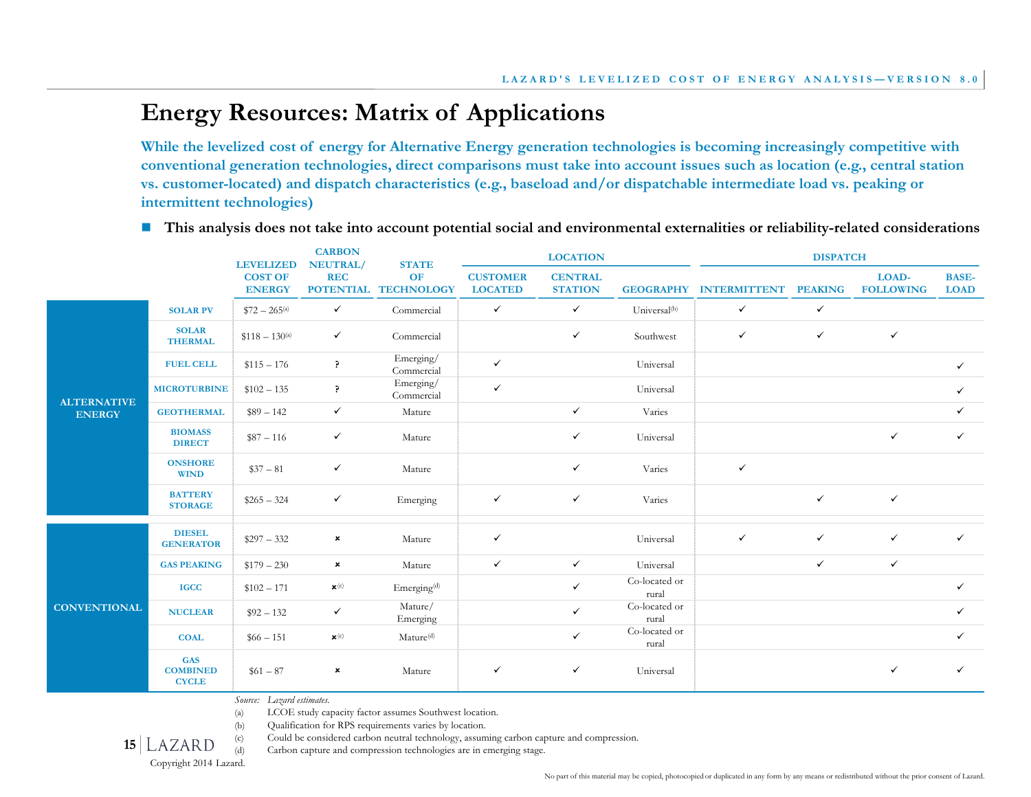# Energy Resources: Matrix of Applications

**While the levelized cost of energy for Alternative Energy generation technologies is becoming increasingly competitive with conventional generation technologies, direct comparisons must take into account issues such as location (e.g., central station vs. customer-located) and dispatch characteristics (e.g., baseload and/or dispatchable intermediate load vs. peaking or intermittent technologies)**

- **This analysis does not take into account potential social and environmental externalities or reliability-related considerations**

| | | | | | LOCATION | | | DISPATCH | | | |
|---|---|---|---|---|---|---|---|---|---|---|---|
| | | LEVELIZED COST OF ENERGY | CARBON NEUTRAL/ REC POTENTIAL | STATE OF TECHNOLOGY | CUSTOMER LOCATED | CENTRAL STATION | GEOGRAPHY | INTERMITTENT | PEAKING | LOAD-FOLLOWING | BASE-LOAD |
| ALTERNATIVE ENERGY | SOLAR PV | $72 – 265[a] | ✓ | Commercial | ✓ | ✓ | Universal[b] | ✓ | ✓ | | |
| | SOLAR THERMAL | $118 – 130[a] | ✓ | Commercial | | ✓ | Southwest | ✓ | ✓ | ✓ | |
| | FUEL CELL | $115 – 176 | ? | Emerging/ Commercial | ✓ | | Universal | | | | ✓ |
| | MICROTURBINE | $102 – 135 | ? | Emerging/ Commercial | ✓ | | Universal | | | | ✓ |
| | GEOTHERMAL | $89 – 142 | ✓ | Mature | | ✓ | Varies | | | | ✓ |
| | BIOMASS DIRECT | $87 – 116 | ✓ | Mature | | ✓ | Universal | | | ✓ | ✓ |
| | ONSHORE WIND | $37 – 81 | ✓ | Mature | | ✓ | Varies | ✓ | | | |
| | BATTERY STORAGE | $265 – 324 | ✓ | Emerging | ✓ | ✓ | Varies | | ✓ | ✓ | |
| CONVENTIONAL | DIESEL GENERATOR | $297 – 332 | × | Mature | ✓ | | Universal | ✓ | ✓ | ✓ | ✓ |
| | GAS PEAKING | $179 – 230 | × | Mature | ✓ | ✓ | Universal | | ✓ | ✓ | |
| | IGCC | $102 – 171 | ×[c] | Emerging[d] | | ✓ | Co-located or rural | | | | ✓ |
| | NUCLEAR | $92 – 132 | ✓ | Mature/ Emerging | | ✓ | Co-located or rural | | | | ✓ |
| | COAL | $66 – 151 | ×[c] | Mature[d] | | ✓ | Co-located or rural | | | | ✓ |
| | GAS COMBINED CYCLE | $61 – 87 | × | Mature | ✓ | ✓ | Universal | | | ✓ | ✓ |

*Source: Lazard estimates.*

(a) LCOE study capacity factor assumes Southwest location.

(b) Qualification for RPS requirements varies by location.

(c) Could be considered carbon neutral technology, assuming carbon capture and compression.

(d) Carbon capture and compression technologies are in emerging stage.

Copyright 2014 Lazard.

No part of this material may be copied, photocopied or duplicated in any form by any means or redistributed without the prior consent of Lazard.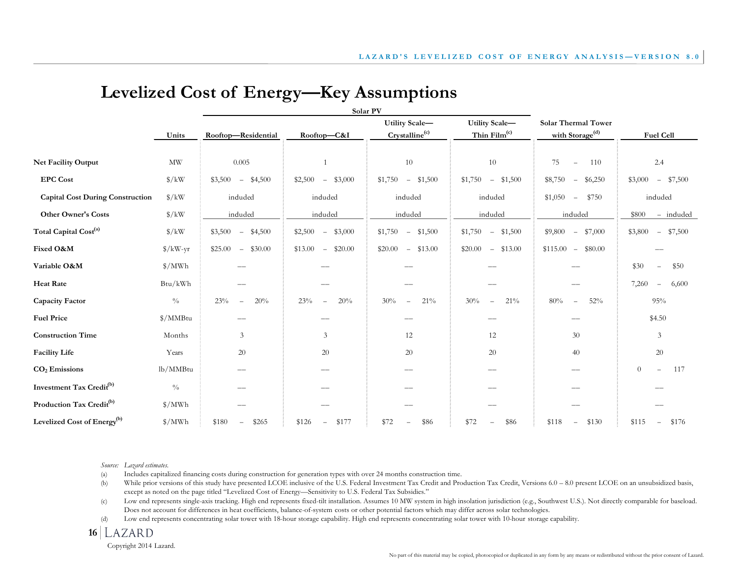# Levelized Cost of Energy—Key Assumptions

| | Units | Solar PV | | | | Solar Thermal Tower with Storage[(d)] | Fuel Cell |
|---|---|---|---|---|---|---|---|
| | | Rooftop—Residential | Rooftop—C&I | Utility Scale—Crystalline[(c)] | Utility Scale—Thin Film[(c)] | | |
| **Net Facility Output** | MW | 0.005 | 1 | 10 | 10 | 75 – 110 | 2.4 |
| **EPC Cost** | $/kW | $3,500 – $4,500 | $2,500 – $3,000 | $1,750 – $1,500 | $1,750 – $1,500 | $8,750 – $6,250 | $3,000 – $7,500 |
| **Capital Cost During Construction** | $/kW | included | included | included | included | $1,050 – $750 | included |
| **Other Owner's Costs** | $/kW | included | included | included | included | included | $800 – included |
| **Total Capital Cost[(a)]** | $/kW | $3,500 – $4,500 | $2,500 – $3,000 | $1,750 – $1,500 | $1,750 – $1,500 | $9,800 – $7,000 | $3,800 – $7,500 |
| **Fixed O&M** | $/kW-yr | $25.00 – $30.00 | $13.00 – $20.00 | $20.00 – $13.00 | $20.00 – $13.00 | $115.00 – $80.00 | — |
| **Variable O&M** | $/MWh | — | — | — | — | — | $30 – $50 |
| **Heat Rate** | Btu/kWh | — | — | — | — | — | 7,260 – 6,600 |
| **Capacity Factor** | % | 23% – 20% | 23% – 20% | 30% – 21% | 30% – 21% | 80% – 52% | 95% |
| **Fuel Price** | $/MMBtu | — | — | — | — | — | $4.50 |
| **Construction Time** | Months | 3 | 3 | 12 | 12 | 30 | 3 |
| **Facility Life** | Years | 20 | 20 | 20 | 20 | 40 | 20 |
| **$CO_2$ Emissions** | lb/MMBtu | — | — | — | — | — | 0 – 117 |
| **Investment Tax Credit[(b)]** | % | — | — | — | — | — | — |
| **Production Tax Credit[(b)]** | $/MWh | — | — | — | — | — | — |
| **Levelized Cost of Energy[(b)]** | $/MWh | $180 – $265 | $126 – $177 | $72 – $86 | $72 – $86 | $118 – $130 | $115 – $176 |

*Source: Lazard estimates.*

(a) Includes capitalized financing costs during construction for generation types with over 24 months construction time.

(b) While prior versions of this study have presented LCOE inclusive of the U.S. Federal Investment Tax Credit and Production Tax Credit, Versions 6.0 – 8.0 present LCOE on an unsubsidized basis, except as noted on the page titled "Levelized Cost of Energy—Sensitivity to U.S. Federal Tax Subsidies."

(c) Low end represents single-axis tracking. High end represents fixed-tilt installation. Assumes 10 MW system in high insolation jurisdiction (e.g., Southwest U.S.). Not directly comparable for baseload. Does not account for differences in heat coefficients, balance-of-system costs or other potential factors which may differ across solar technologies.

(d) Low end represents concentrating solar tower with 18-hour storage capability. High end represents concentrating solar tower with 10-hour storage capability.

Copyright 2014 Lazard.

No part of this material may be copied, photocopied or duplicated in any form by any means or redistributed without the prior consent of Lazard.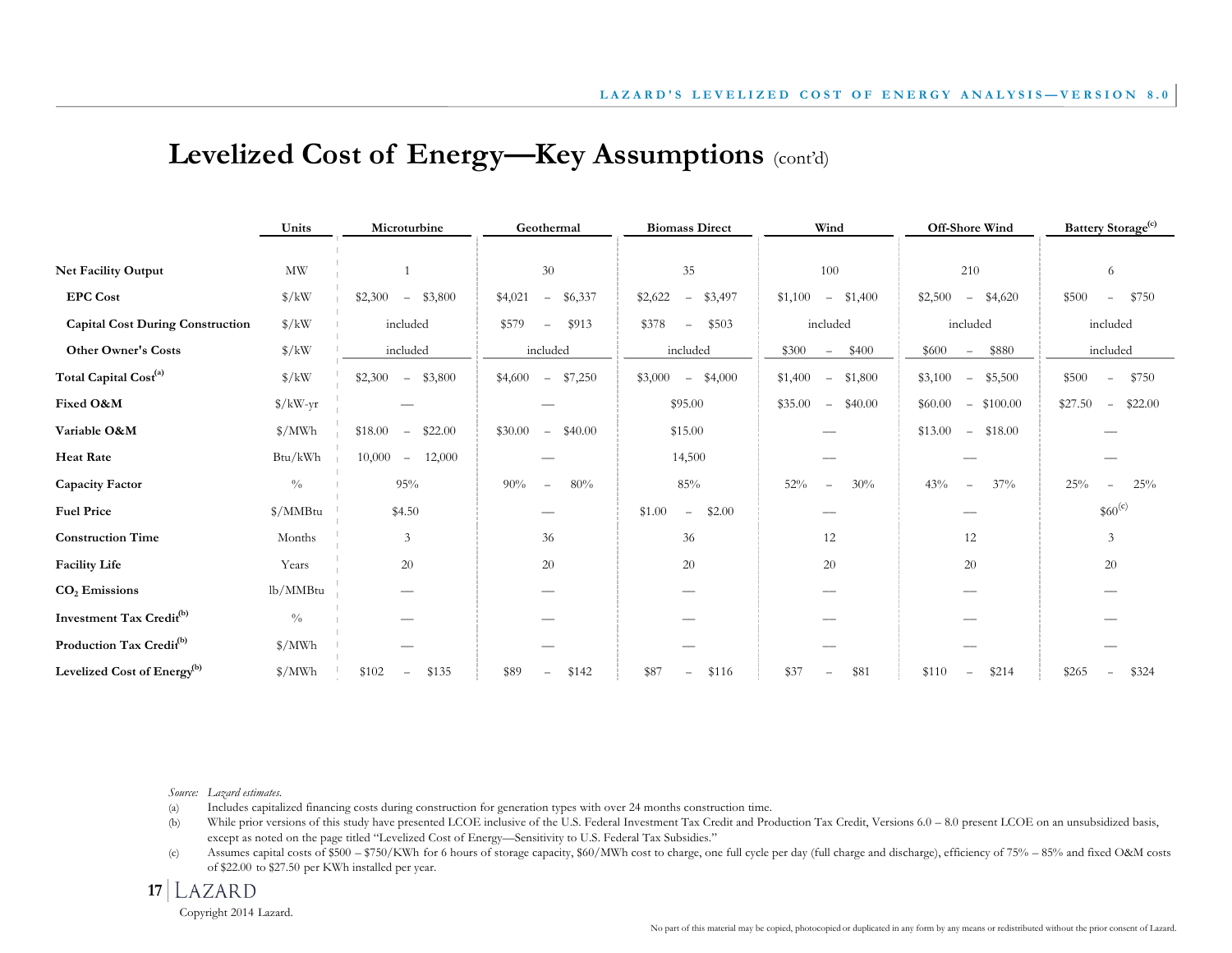# Levelized Cost of Energy—Key Assumptions (cont'd)

| | Units | Microturbine | Geothermal | Biomass Direct | Wind | Off-Shore Wind | Battery Storage[c] |
|---|---|---|---|---|---|---|---|
| **Net Facility Output** | MW | 1 | 30 | 35 | 100 | 210 | 6 |
| **EPC Cost** | $/kW | $2,300 – $3,800 | $4,021 – $6,337 | $2,622 – $3,497 | $1,100 – $1,400 | $2,500 – $4,620 | $500 – $750 |
| **Capital Cost During Construction** | $/kW | included | $579 – $913 | $378 – $503 | included | included | included |
| **Other Owner's Costs** | $/kW | included | included | included | $300 – $400 | $600 – $880 | included |
| **Total Capital Cost[a]** | $/kW | $2,300 – $3,800 | $4,600 – $7,250 | $3,000 – $4,000 | $1,400 – $1,800 | $3,100 – $5,500 | $500 – $750 |
| **Fixed O&M** | $/kW-yr | — | — | $95.00 | $35.00 – $40.00 | $60.00 – $100.00 | $27.50 – $22.00 |
| **Variable O&M** | $/MWh | $18.00 – $22.00 | $30.00 – $40.00 | $15.00 | — | $13.00 – $18.00 | — |
| **Heat Rate** | Btu/kWh | 10,000 – 12,000 | — | 14,500 | — | — | — |
| **Capacity Factor** | % | 95% | 90% – 80% | 85% | 52% – 30% | 43% – 37% | 25% – 25% |
| **Fuel Price** | $/MMBtu | $4.50 | — | $1.00 – $2.00 | — | — | $60[c] |
| **Construction Time** | Months | 3 | 36 | 36 | 12 | 12 | 3 |
| **Facility Life** | Years | 20 | 20 | 20 | 20 | 20 | 20 |
| **$CO_2$ Emissions** | lb/MMBtu | — | — | — | — | — | — |
| **Investment Tax Credit[b]** | % | — | — | — | — | — | — |
| **Production Tax Credit[b]** | $/MWh | — | — | — | — | — | — |
| **Levelized Cost of Energy[b]** | $/MWh | $102 – $135 | $89 – $142 | $87 – $116 | $37 – $81 | $110 – $214 | $265 – $324 |

*Source: Lazard estimates.*

(a) Includes capitalized financing costs during construction for generation types with over 24 months construction time.

(b) While prior versions of this study have presented LCOE inclusive of the U.S. Federal Investment Tax Credit and Production Tax Credit, Versions 6.0 – 8.0 present LCOE on an unsubsidized basis, except as noted on the page titled "Levelized Cost of Energy—Sensitivity to U.S. Federal Tax Subsidies."

(c) Assumes capital costs of $500 – $750/KWh for 6 hours of storage capacity, $60/MWh cost to charge, one full cycle per day (full charge and discharge), efficiency of 75% – 85% and fixed O&M costs of $22.00 to $27.50 per KWh installed per year.

Copyright 2014 Lazard.

No part of this material may be copied, photocopied or duplicated in any form by any means or redistributed without the prior consent of Lazard.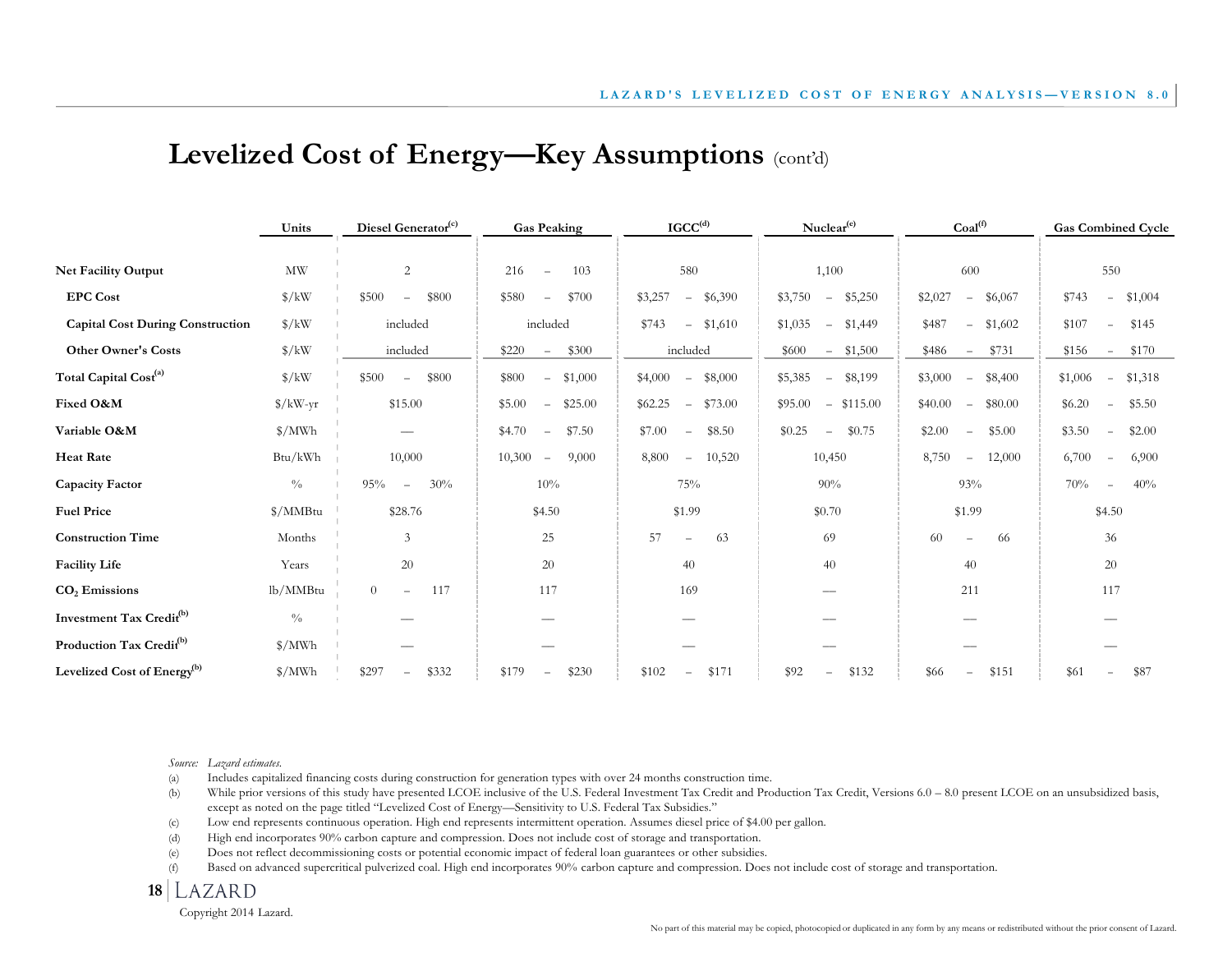# Levelized Cost of Energy—Key Assumptions (cont'd)

| | Units | Diesel Generator[c] | Gas Peaking | IGCC[d] | Nuclear[e] | Coal[f] | Gas Combined Cycle |
|---|---|---|---|---|---|---|---|
| **Net Facility Output** | MW | 2 | 216 – 103 | 580 | 1,100 | 600 | 550 |
| **EPC Cost** | $/kW | $500 – $800 | $580 – $700 | $3,257 – $6,390 | $3,750 – $5,250 | $2,027 – $6,067 | $743 – $1,004 |
| **Capital Cost During Construction** | $/kW | included | included | $743 – $1,610 | $1,035 – $1,449 | $487 – $1,602 | $107 – $145 |
| **Other Owner's Costs** | $/kW | included | $220 – $300 | included | $600 – $1,500 | $486 – $731 | $156 – $170 |
| **Total Capital Cost[a]** | $/kW | $500 – $800 | $800 – $1,000 | $4,000 – $8,000 | $5,385 – $8,199 | $3,000 – $8,400 | $1,006 – $1,318 |
| **Fixed O&M** | $/kW-yr | $15.00 | $5.00 – $25.00 | $62.25 – $73.00 | $95.00 – $115.00 | $40.00 – $80.00 | $6.20 – $5.50 |
| **Variable O&M** | $/MWh | — | $4.70 – $7.50 | $7.00 – $8.50 | $0.25 – $0.75 | $2.00 – $5.00 | $3.50 – $2.00 |
| **Heat Rate** | Btu/kWh | 10,000 | 10,300 – 9,000 | 8,800 – 10,520 | 10,450 | 8,750 – 12,000 | 6,700 – 6,900 |
| **Capacity Factor** | % | 95% – 30% | 10% | 75% | 90% | 93% | 70% – 40% |
| **Fuel Price** | $/MMBtu | $28.76 | $4.50 | $1.99 | $0.70 | $1.99 | $4.50 |
| **Construction Time** | Months | 3 | 25 | 57 – 63 | 69 | 60 – 66 | 36 |
| **Facility Life** | Years | 20 | 20 | 40 | 40 | 40 | 20 |
| **$CO_2$ Emissions** | lb/MMBtu | 0 – 117 | 117 | 169 | — | 211 | 117 |
| **Investment Tax Credit[b]** | % | — | — | — | — | — | — |
| **Production Tax Credit[b]** | $/MWh | — | — | — | — | — | — |
| **Levelized Cost of Energy[b]** | $/MWh | $297 – $332 | $179 – $230 | $102 – $171 | $92 – $132 | $66 – $151 | $61 – $87 |

*Source: Lazard estimates.*

(a) Includes capitalized financing costs during construction for generation types with over 24 months construction time.

(b) While prior versions of this study have presented LCOE inclusive of the U.S. Federal Investment Tax Credit and Production Tax Credit, Versions 6.0 – 8.0 present LCOE on an unsubsidized basis, except as noted on the page titled "Levelized Cost of Energy—Sensitivity to U.S. Federal Tax Subsidies."

(c) Low end represents continuous operation. High end represents intermittent operation. Assumes diesel price of $4.00 per gallon.

(d) High end incorporates 90% carbon capture and compression. Does not include cost of storage and transportation.

(e) Does not reflect decommissioning costs or potential economic impact of federal loan guarantees or other subsidies.

(f) Based on advanced supercritical pulverized coal. High end incorporates 90% carbon capture and compression. Does not include cost of storage and transportation.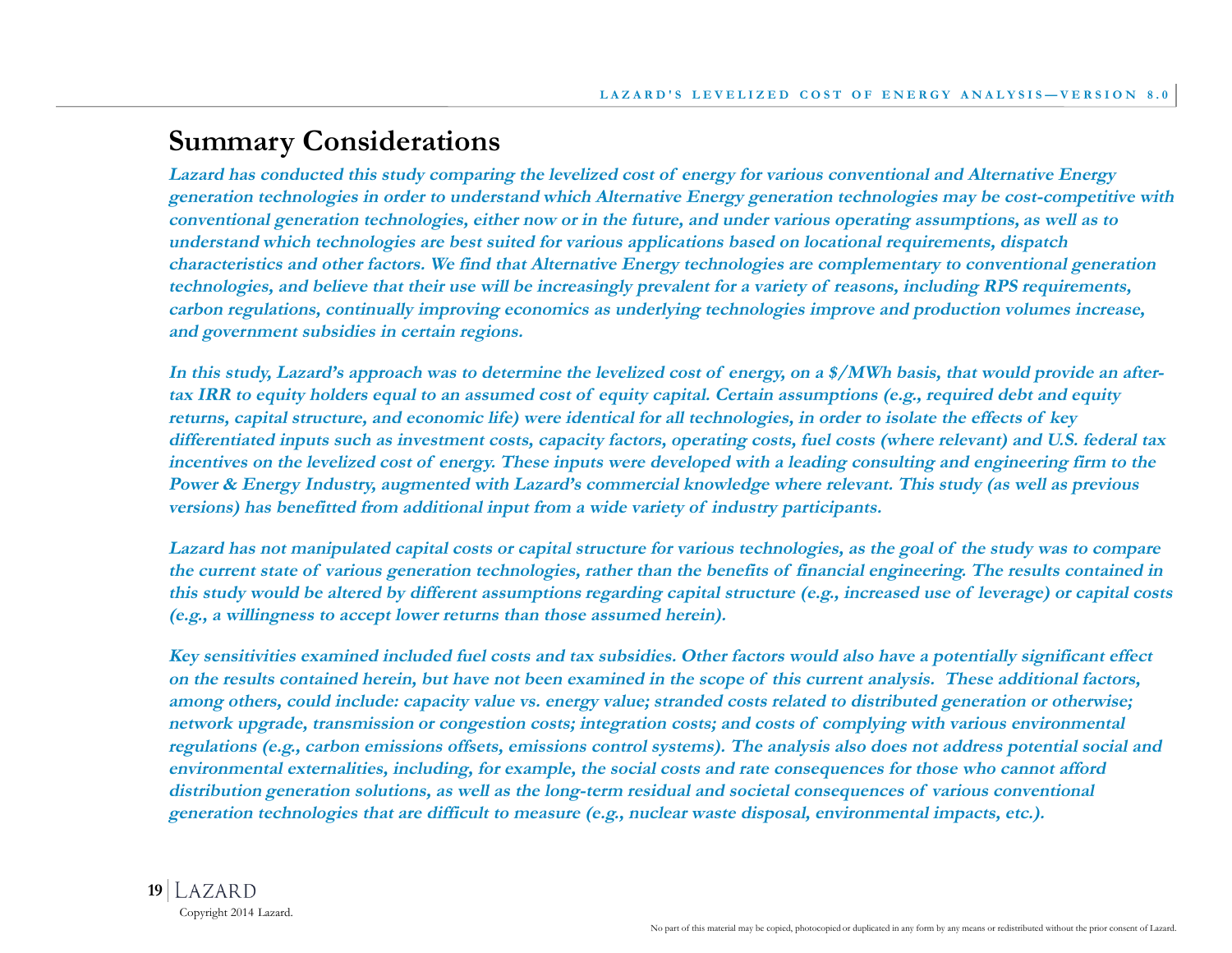# Summary Considerations

***Lazard has conducted this study comparing the levelized cost of energy for various conventional and Alternative Energy generation technologies in order to understand which Alternative Energy generation technologies may be cost-competitive with conventional generation technologies, either now or in the future, and under various operating assumptions, as well as to understand which technologies are best suited for various applications based on locational requirements, dispatch characteristics and other factors. We find that Alternative Energy technologies are complementary to conventional generation technologies, and believe that their use will be increasingly prevalent for a variety of reasons, including RPS requirements, carbon regulations, continually improving economics as underlying technologies improve and production volumes increase, and government subsidies in certain regions.***

***In this study, Lazard's approach was to determine the levelized cost of energy, on a $/MWh basis, that would provide an after-tax IRR to equity holders equal to an assumed cost of equity capital. Certain assumptions (e.g., required debt and equity returns, capital structure, and economic life) were identical for all technologies, in order to isolate the effects of key differentiated inputs such as investment costs, capacity factors, operating costs, fuel costs (where relevant) and U.S. federal tax incentives on the levelized cost of energy. These inputs were developed with a leading consulting and engineering firm to the Power & Energy Industry, augmented with Lazard's commercial knowledge where relevant. This study (as well as previous versions) has benefitted from additional input from a wide variety of industry participants.***

***Lazard has not manipulated capital costs or capital structure for various technologies, as the goal of the study was to compare the current state of various generation technologies, rather than the benefits of financial engineering. The results contained in this study would be altered by different assumptions regarding capital structure (e.g., increased use of leverage) or capital costs (e.g., a willingness to accept lower returns than those assumed herein).***

***Key sensitivities examined included fuel costs and tax subsidies. Other factors would also have a potentially significant effect on the results contained herein, but have not been examined in the scope of this current analysis. These additional factors, among others, could include: capacity value vs. energy value; stranded costs related to distributed generation or otherwise; network upgrade, transmission or congestion costs; integration costs; and costs of complying with various environmental regulations (e.g., carbon emissions offsets, emissions control systems). The analysis also does not address potential social and environmental externalities, including, for example, the social costs and rate consequences for those who cannot afford distribution generation solutions, as well as the long-term residual and societal consequences of various conventional generation technologies that are difficult to measure (e.g., nuclear waste disposal, environmental impacts, etc.).***

Copyright 2014 Lazard.

No part of this material may be copied, photocopied or duplicated in any form by any means or redistributed without the prior consent of Lazard.